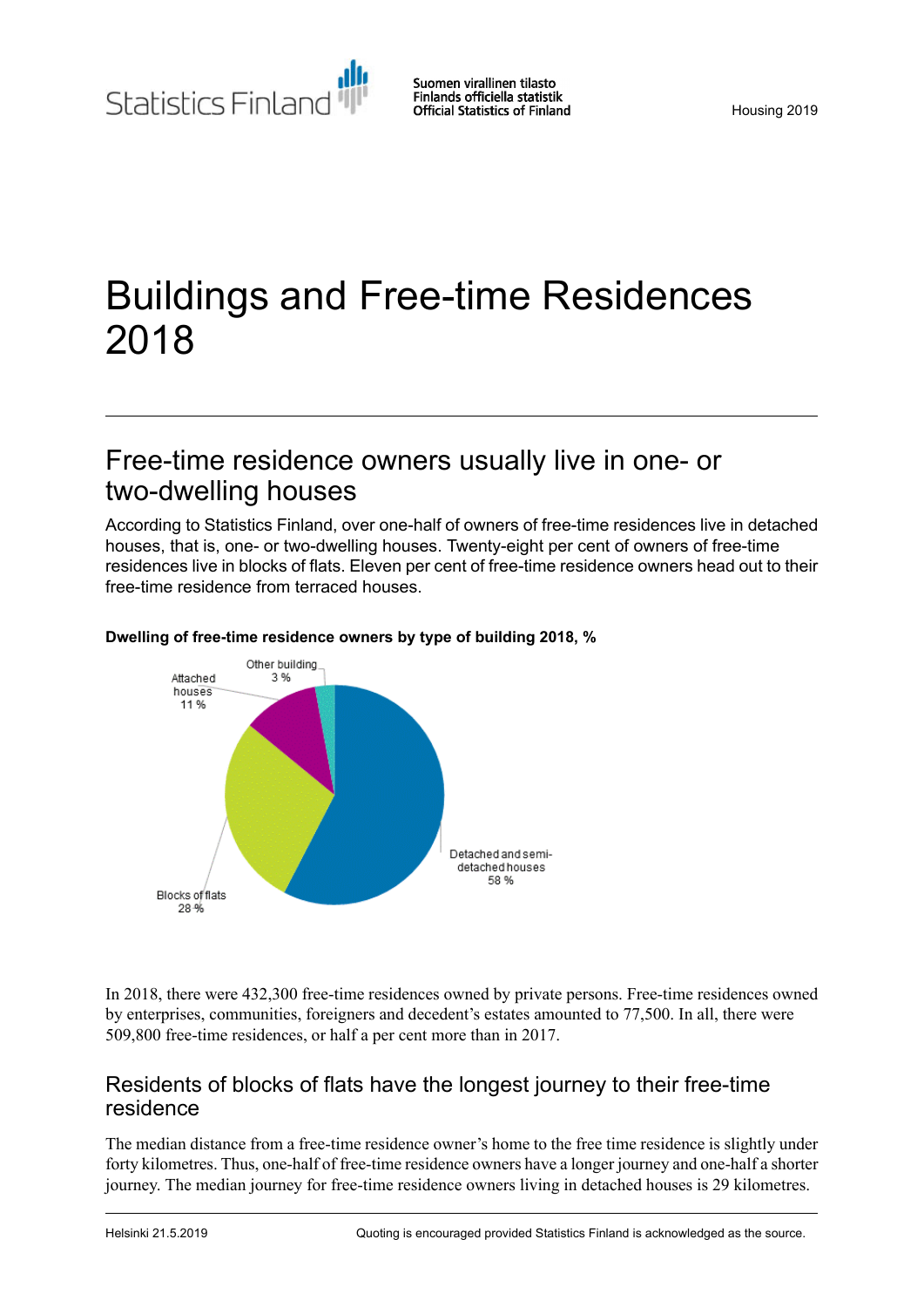# Buildings and Free-time Residences 2018

## Free-time residence owners usually live in one- or two-dwelling houses

According to Statistics Finland, over one-half of owners of free-time residences live in detached houses, that is, one- or two-dwelling houses. Twenty-eight per cent of owners of free-time residences live in blocks of flats. Eleven per cent of free-time residence owners head out to their free-time residence from terraced houses.

**Dwelling of free-time residence owners by type of building 2018, %**

Other building 3 %

Attached houses 11 %

Blocks of flats 28 %

Detached and semi-detached houses 58 %

In 2018, there were 432,300 free-time residences owned by private persons. Free-time residences owned by enterprises, communities, foreigners and decedent's estates amounted to 77,500. In all, there were 509,800 free-time residences, or half a per cent more than in 2017.

### Residents of blocks of flats have the longest journey to their free-time residence

The median distance from a free-time residence owner's home to the free time residence is slightly under forty kilometres. Thus, one-half of free-time residence owners have a longer journey and one-half a shorter journey. The median journey for free-time residence owners living in detached houses is 29 kilometres.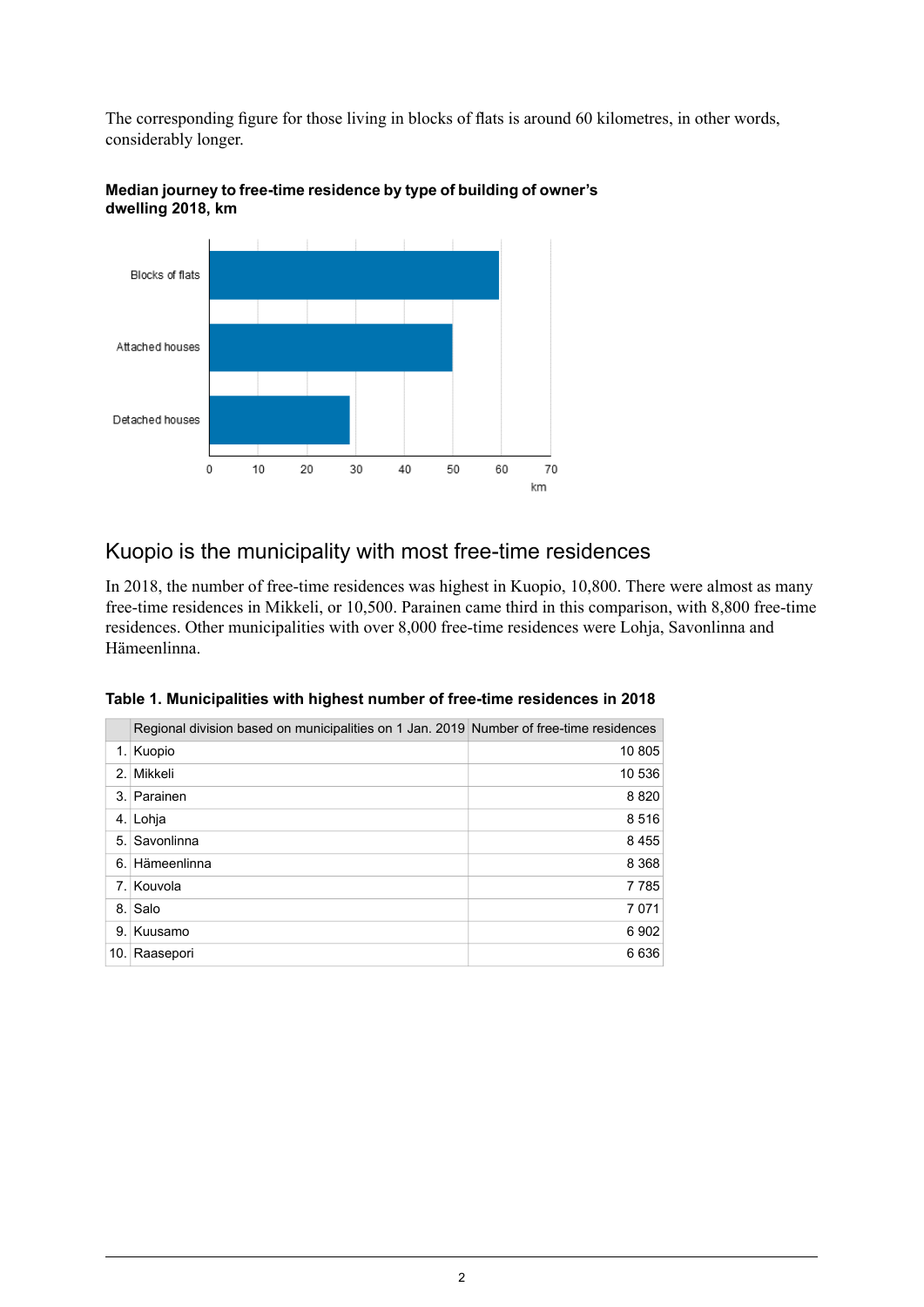The corresponding figure for those living in blocks of flats is around 60 kilometres, in other words, considerably longer.

**Median journey to free-time residence by type of building of owner's dwelling 2018, km**

## Kuopio is the municipality with most free-time residences

In 2018, the number of free-time residences was highest in Kuopio, 10,800. There were almost as many free-time residences in Mikkeli, or 10,500. Parainen came third in this comparison, with 8,800 free-time residences. Other municipalities with over 8,000 free-time residences were Lohja, Savonlinna and Hämeenlinna.

**Table 1. Municipalities with highest number of free-time residences in 2018**

| | Regional division based on municipalities on 1 Jan. 2019 | Number of free-time residences |
|---|---|---|
| 1. | Kuopio | 10 805 |
| 2. | Mikkeli | 10 536 |
| 3. | Parainen | 8 820 |
| 4. | Lohja | 8 516 |
| 5. | Savonlinna | 8 455 |
| 6. | Hämeenlinna | 8 368 |
| 7. | Kouvola | 7 785 |
| 8. | Salo | 7 071 |
| 9. | Kuusamo | 6 902 |
| 10. | Raasepori | 6 636 |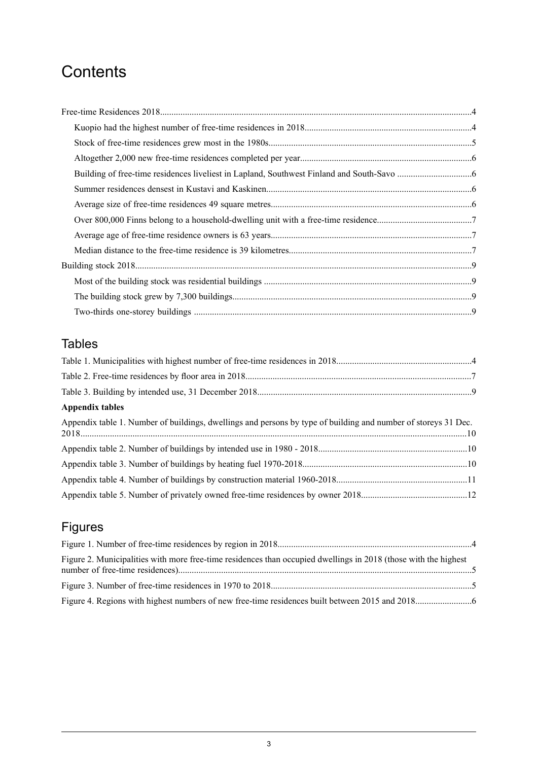# Contents

Free-time Residences 2018........................................................................................................................................4

- Kuopio had the highest number of free-time residences in 2018.........................................................................4
- Stock of free-time residences grew most in the 1980s.........................................................................................5
- Altogether 2,000 new free-time residences completed per year...........................................................................6
- Building of free-time residences liveliest in Lapland, Southwest Finland and South-Savo ................................6
- Summer residences densest in Kustavi and Kaskinen..........................................................................................6
- Average size of free-time residences 49 square metres........................................................................................6
- Over 800,000 Finns belong to a household-dwelling unit with a free-time residence.........................................7
- Average age of free-time residence owners is 63 years........................................................................................7
- Median distance to the free-time residence is 39 kilometres................................................................................7

Building stock 2018...................................................................................................................................................9

- Most of the building stock was residential buildings ...........................................................................................9
- The building stock grew by 7,300 buildings.........................................................................................................9
- Two-thirds one-storey buildings ..........................................................................................................................9

## Tables

Table 1. Municipalities with highest number of free-time residences in 2018...........................................................4

Table 2. Free-time residences by floor area in 2018...................................................................................................7

Table 3. Building by intended use, 31 December 2018..............................................................................................9

**Appendix tables**

Appendix table 1. Number of buildings, dwellings and persons by type of building and number of storeys 31 Dec. 2018.........................................................................................................................................................10

Appendix table 2. Number of buildings by intended use in 1980 - 2018.................................................................10

Appendix table 3. Number of buildings by heating fuel 1970-2018........................................................................10

Appendix table 4. Number of buildings by construction material 1960-2018..........................................................11

Appendix table 5. Number of privately owned free-time residences by owner 2018..............................................12

## Figures

Figure 1. Number of free-time residences by region in 2018.....................................................................................4

Figure 2. Municipalities with more free-time residences than occupied dwellings in 2018 (those with the highest number of free-time residences)................................................................................................................................5

Figure 3. Number of free-time residences in 1970 to 2018........................................................................................5

Figure 4. Regions with highest numbers of new free-time residences built between 2015 and 2018.........................6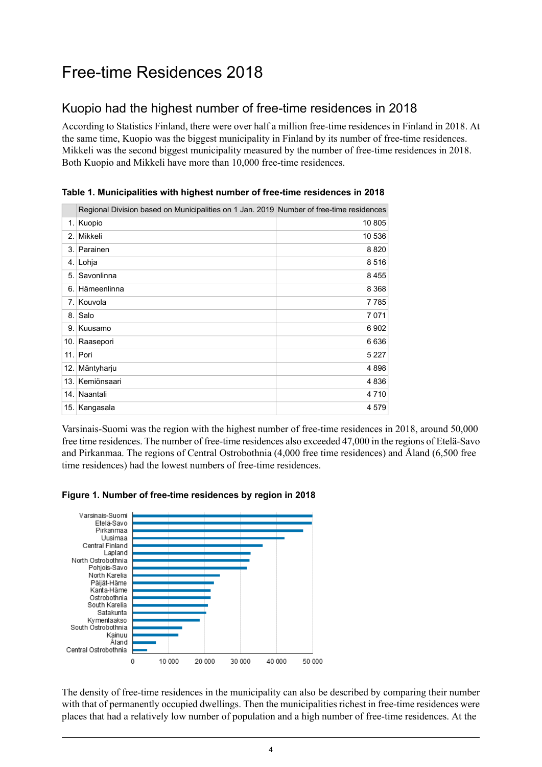# Free-time Residences 2018

## Kuopio had the highest number of free-time residences in 2018

According to Statistics Finland, there were over half a million free-time residences in Finland in 2018. At the same time, Kuopio was the biggest municipality in Finland by its number of free-time residences. Mikkeli was the second biggest municipality measured by the number of free-time residences in 2018. Both Kuopio and Mikkeli have more than 10,000 free-time residences.

**Table 1. Municipalities with highest number of free-time residences in 2018**

| | Regional Division based on Municipalities on 1 Jan. 2019 | Number of free-time residences |
|---|---|---|
| 1. | Kuopio | 10 805 |
| 2. | Mikkeli | 10 536 |
| 3. | Parainen | 8 820 |
| 4. | Lohja | 8 516 |
| 5. | Savonlinna | 8 455 |
| 6. | Hämeenlinna | 8 368 |
| 7. | Kouvola | 7 785 |
| 8. | Salo | 7 071 |
| 9. | Kuusamo | 6 902 |
| 10. | Raasepori | 6 636 |
| 11. | Pori | 5 227 |
| 12. | Mäntyharju | 4 898 |
| 13. | Kemiönsaari | 4 836 |
| 14. | Naantali | 4 710 |
| 15. | Kangasala | 4 579 |

Varsinais-Suomi was the region with the highest number of free-time residences in 2018, around 50,000 free time residences. The number of free-time residences also exceeded 47,000 in the regions of Etelä-Savo and Pirkanmaa. The regions of Central Ostrobothnia (4,000 free time residences) and Åland (6,500 free time residences) had the lowest numbers of free-time residences.

**Figure 1. Number of free-time residences by region in 2018**

Varsinais-Suomi, Etelä-Savo, Pirkanmaa, Uusimaa, Central Finland, Lapland, North Ostrobothnia, Pohjois-Savo, North Karelia, Päijät-Häme, Kanta-Häme, Ostrobothnia, South Karelia, Satakunta, Kymenlaakso, South Ostrobothnia, Kainuu, Åland, Central Ostrobothnia

0, 10 000, 20 000, 30 000, 40 000, 50 000

The density of free-time residences in the municipality can also be described by comparing their number with that of permanently occupied dwellings. Then the municipalities richest in free-time residences were places that had a relatively low number of population and a high number of free-time residences. At the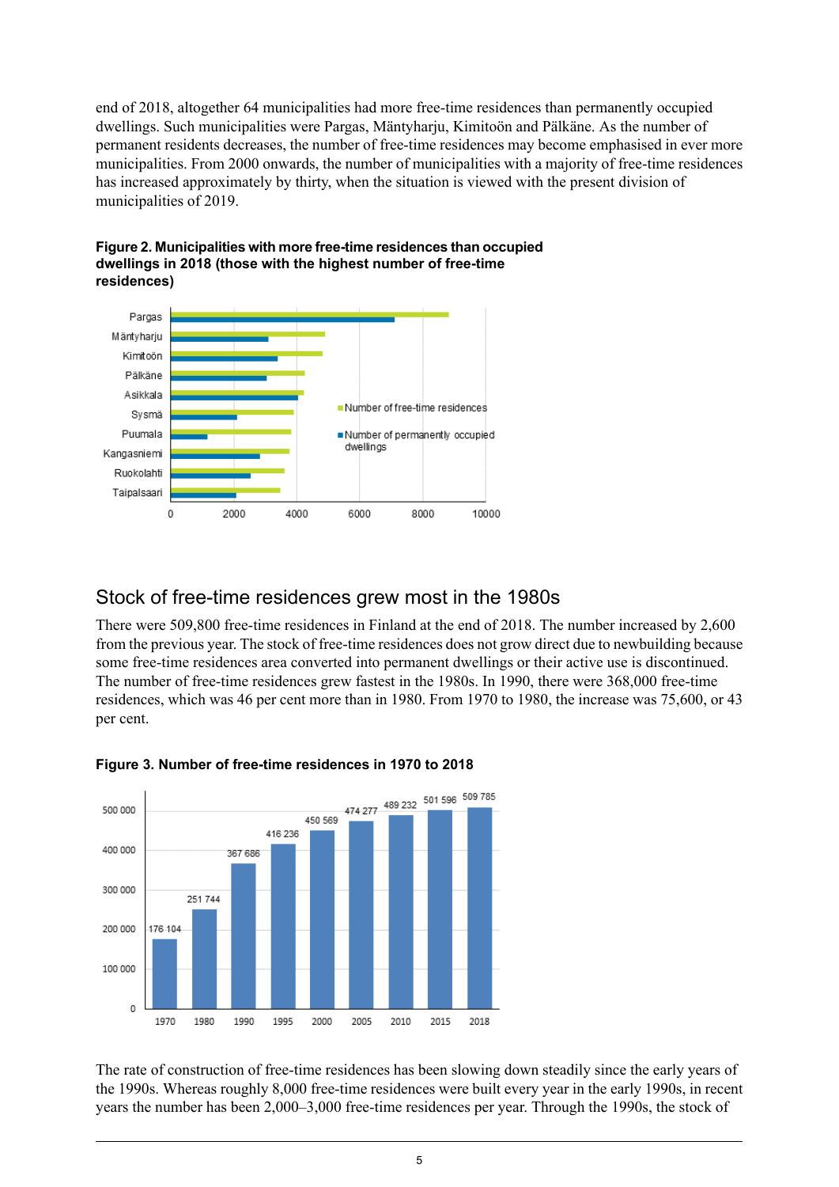end of 2018, altogether 64 municipalities had more free-time residences than permanently occupied dwellings. Such municipalities were Pargas, Mäntyharju, Kimitoön and Pälkäne. As the number of permanent residents decreases, the number of free-time residences may become emphasised in ever more municipalities. From 2000 onwards, the number of municipalities with a majority of free-time residences has increased approximately by thirty, when the situation is viewed with the present division of municipalities of 2019.

**Figure 2. Municipalities with more free-time residences than occupied dwellings in 2018 (those with the highest number of free-time residences)**

## Stock of free-time residences grew most in the 1980s

There were 509,800 free-time residences in Finland at the end of 2018. The number increased by 2,600 from the previous year. The stock of free-time residences does not grow direct due to newbuilding because some free-time residences area converted into permanent dwellings or their active use is discontinued. The number of free-time residences grew fastest in the 1980s. In 1990, there were 368,000 free-time residences, which was 46 per cent more than in 1980. From 1970 to 1980, the increase was 75,600, or 43 per cent.

**Figure 3. Number of free-time residences in 1970 to 2018**

The rate of construction of free-time residences has been slowing down steadily since the early years of the 1990s. Whereas roughly 8,000 free-time residences were built every year in the early 1990s, in recent years the number has been 2,000–3,000 free-time residences per year. Through the 1990s, the stock of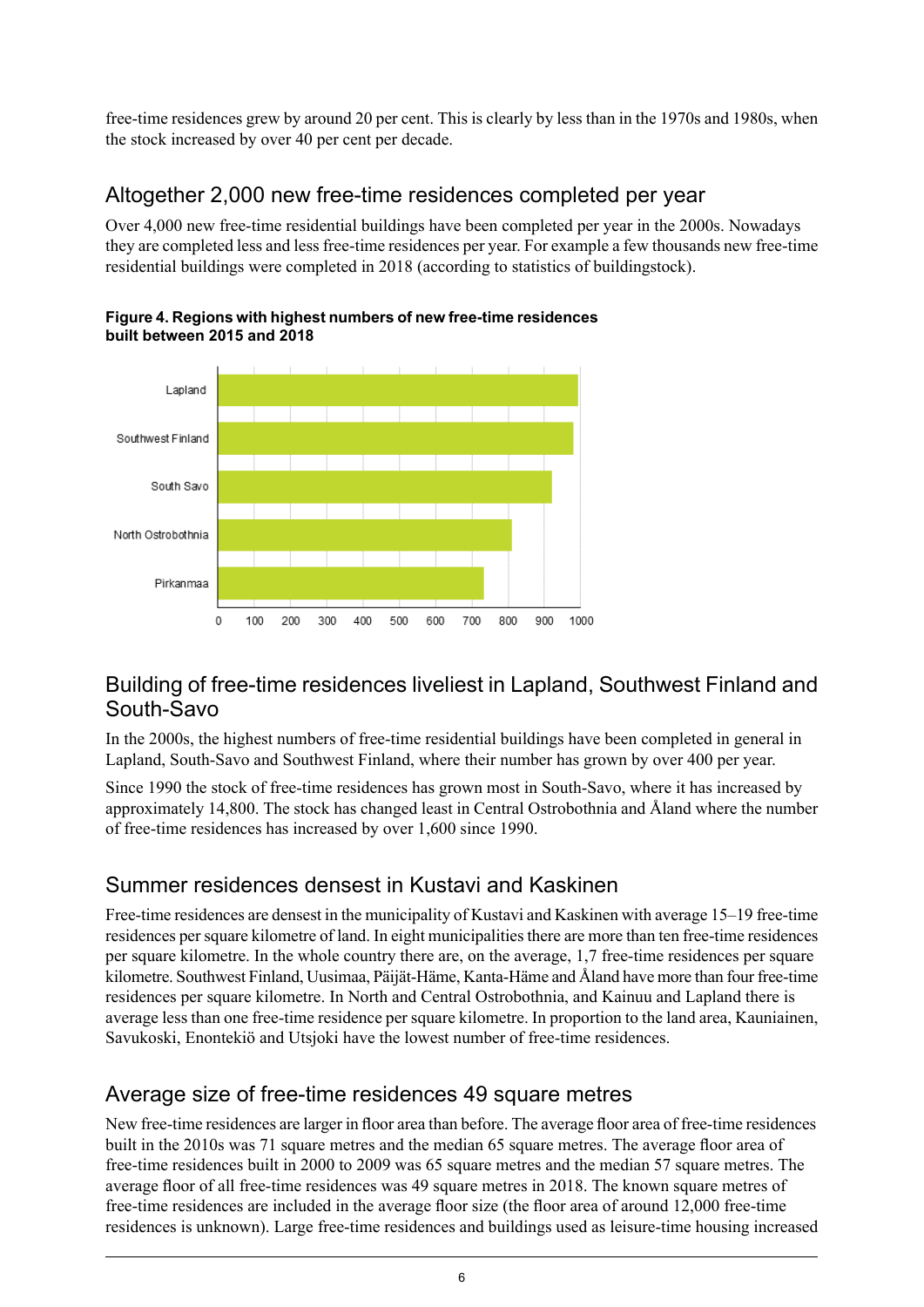free-time residences grew by around 20 per cent. This is clearly by less than in the 1970s and 1980s, when the stock increased by over 40 per cent per decade.

## Altogether 2,000 new free-time residences completed per year

Over 4,000 new free-time residential buildings have been completed per year in the 2000s. Nowadays they are completed less and less free-time residences per year. For example a few thousands new free-time residential buildings were completed in 2018 (according to statistics of buildingstock).

**Figure 4. Regions with highest numbers of new free-time residences built between 2015 and 2018**

## Building of free-time residences liveliest in Lapland, Southwest Finland and South-Savo

In the 2000s, the highest numbers of free-time residential buildings have been completed in general in Lapland, South-Savo and Southwest Finland, where their number has grown by over 400 per year.

Since 1990 the stock of free-time residences has grown most in South-Savo, where it has increased by approximately 14,800. The stock has changed least in Central Ostrobothnia and Åland where the number of free-time residences has increased by over 1,600 since 1990.

## Summer residences densest in Kustavi and Kaskinen

Free-time residences are densest in the municipality of Kustavi and Kaskinen with average 15–19 free-time residences per square kilometre of land. In eight municipalities there are more than ten free-time residences per square kilometre. In the whole country there are, on the average, 1,7 free-time residences per square kilometre. Southwest Finland, Uusimaa, Päijät-Häme, Kanta-Häme and Åland have more than four free-time residences per square kilometre. In North and Central Ostrobothnia, and Kainuu and Lapland there is average less than one free-time residence per square kilometre. In proportion to the land area, Kauniainen, Savukoski, Enontekiö and Utsjoki have the lowest number of free-time residences.

## Average size of free-time residences 49 square metres

New free-time residences are larger in floor area than before. The average floor area of free-time residences built in the 2010s was 71 square metres and the median 65 square metres. The average floor area of free-time residences built in 2000 to 2009 was 65 square metres and the median 57 square metres. The average floor of all free-time residences was 49 square metres in 2018. The known square metres of free-time residences are included in the average floor size (the floor area of around 12,000 free-time residences is unknown). Large free-time residences and buildings used as leisure-time housing increased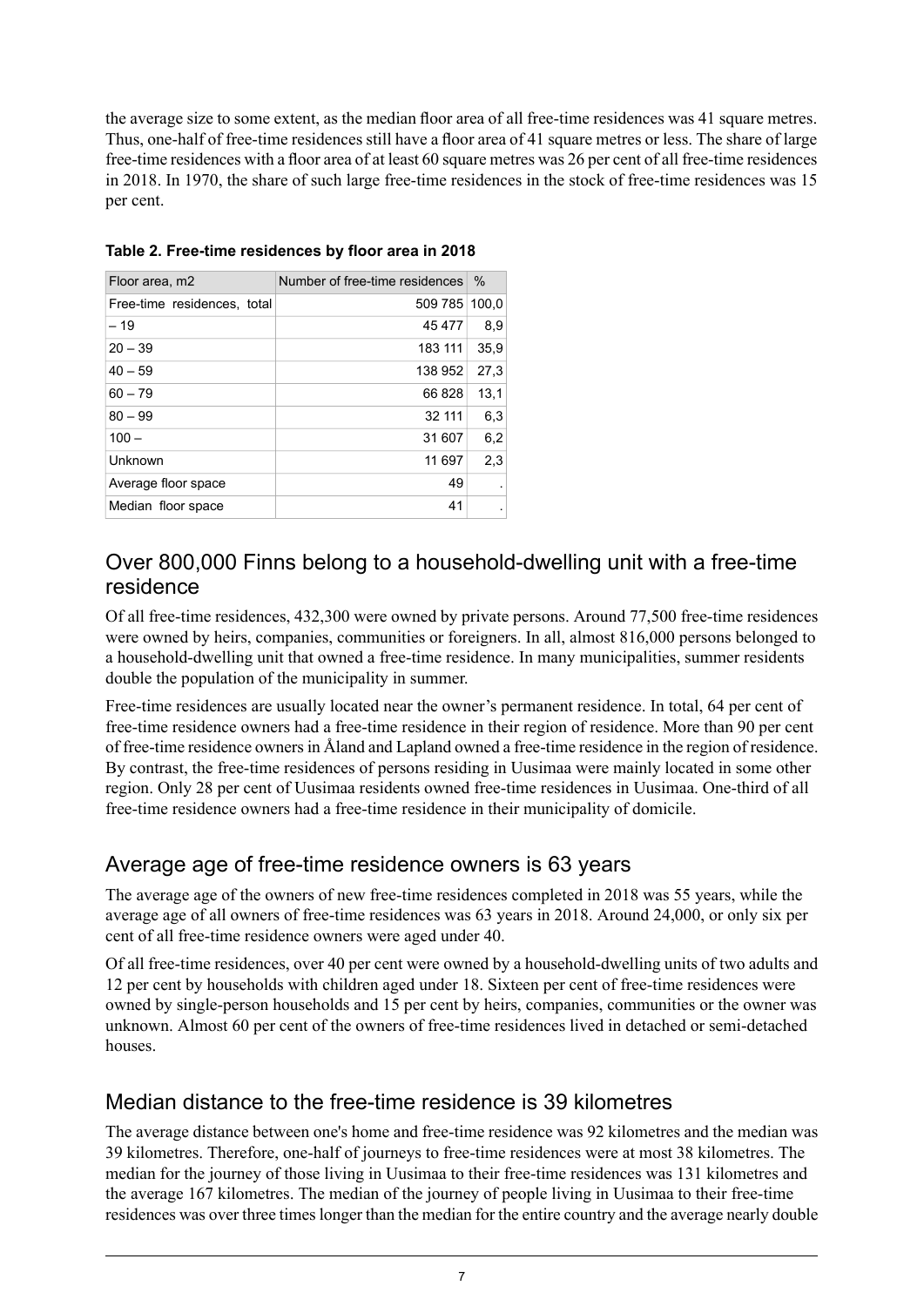the average size to some extent, as the median floor area of all free-time residences was 41 square metres. Thus, one-half of free-time residences still have a floor area of 41 square metres or less. The share of large free-time residences with a floor area of at least 60 square metres was 26 per cent of all free-time residences in 2018. In 1970, the share of such large free-time residences in the stock of free-time residences was 15 per cent.

**Table 2. Free-time residences by floor area in 2018**

| Floor area, m2 | Number of free-time residences | % |
|---|---|---|
| Free-time residences, total | 509 785 | 100,0 |
| – 19 | 45 477 | 8,9 |
| 20 – 39 | 183 111 | 35,9 |
| 40 – 59 | 138 952 | 27,3 |
| 60 – 79 | 66 828 | 13,1 |
| 80 – 99 | 32 111 | 6,3 |
| 100 – | 31 607 | 6,2 |
| Unknown | 11 697 | 2,3 |
| Average floor space | 49 | . |
| Median floor space | 41 | . |

## Over 800,000 Finns belong to a household-dwelling unit with a free-time residence

Of all free-time residences, 432,300 were owned by private persons. Around 77,500 free-time residences were owned by heirs, companies, communities or foreigners. In all, almost 816,000 persons belonged to a household-dwelling unit that owned a free-time residence. In many municipalities, summer residents double the population of the municipality in summer.

Free-time residences are usually located near the owner's permanent residence. In total, 64 per cent of free-time residence owners had a free-time residence in their region of residence. More than 90 per cent of free-time residence owners in Åland and Lapland owned a free-time residence in the region of residence. By contrast, the free-time residences of persons residing in Uusimaa were mainly located in some other region. Only 28 per cent of Uusimaa residents owned free-time residences in Uusimaa. One-third of all free-time residence owners had a free-time residence in their municipality of domicile.

## Average age of free-time residence owners is 63 years

The average age of the owners of new free-time residences completed in 2018 was 55 years, while the average age of all owners of free-time residences was 63 years in 2018. Around 24,000, or only six per cent of all free-time residence owners were aged under 40.

Of all free-time residences, over 40 per cent were owned by a household-dwelling units of two adults and 12 per cent by households with children aged under 18. Sixteen per cent of free-time residences were owned by single-person households and 15 per cent by heirs, companies, communities or the owner was unknown. Almost 60 per cent of the owners of free-time residences lived in detached or semi-detached houses.

## Median distance to the free-time residence is 39 kilometres

The average distance between one's home and free-time residence was 92 kilometres and the median was 39 kilometres. Therefore, one-half of journeys to free-time residences were at most 38 kilometres. The median for the journey of those living in Uusimaa to their free-time residences was 131 kilometres and the average 167 kilometres. The median of the journey of people living in Uusimaa to their free-time residences was over three times longer than the median for the entire country and the average nearly double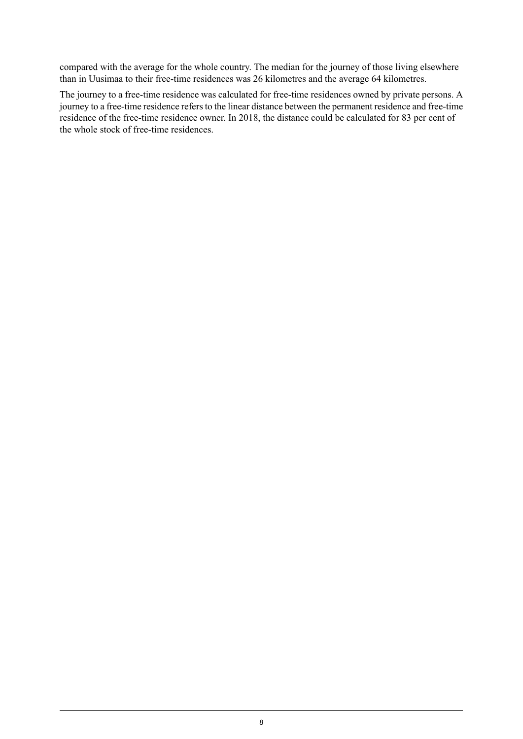compared with the average for the whole country. The median for the journey of those living elsewhere than in Uusimaa to their free-time residences was 26 kilometres and the average 64 kilometres.

The journey to a free-time residence was calculated for free-time residences owned by private persons. A journey to a free-time residence refers to the linear distance between the permanent residence and free-time residence of the free-time residence owner. In 2018, the distance could be calculated for 83 per cent of the whole stock of free-time residences.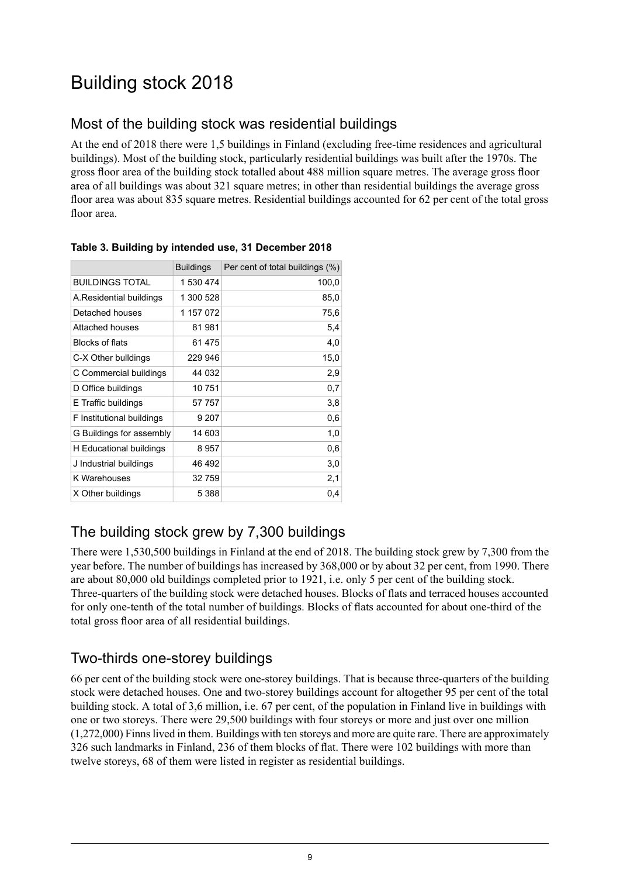# Building stock 2018

## Most of the building stock was residential buildings

At the end of 2018 there were 1,5 buildings in Finland (excluding free-time residences and agricultural buildings). Most of the building stock, particularly residential buildings was built after the 1970s. The gross floor area of the building stock totalled about 488 million square metres. The average gross floor area of all buildings was about 321 square metres; in other than residential buildings the average gross floor area was about 835 square metres. Residential buildings accounted for 62 per cent of the total gross floor area.

**Table 3. Building by intended use, 31 December 2018**

| | Buildings | Per cent of total buildings (%) |
|---|---|---|
| BUILDINGS TOTAL | 1 530 474 | 100,0 |
| A.Residential buildings | 1 300 528 | 85,0 |
| Detached houses | 1 157 072 | 75,6 |
| Attached houses | 81 981 | 5,4 |
| Blocks of flats | 61 475 | 4,0 |
| C-X Other bulldings | 229 946 | 15,0 |
| C Commercial buildings | 44 032 | 2,9 |
| D Office buildings | 10 751 | 0,7 |
| E Traffic buildings | 57 757 | 3,8 |
| F Institutional buildings | 9 207 | 0,6 |
| G Buildings for assembly | 14 603 | 1,0 |
| H Educational buildings | 8 957 | 0,6 |
| J Industrial buildings | 46 492 | 3,0 |
| K Warehouses | 32 759 | 2,1 |
| X Other buildings | 5 388 | 0,4 |

## The building stock grew by 7,300 buildings

There were 1,530,500 buildings in Finland at the end of 2018. The building stock grew by 7,300 from the year before. The number of buildings has increased by 368,000 or by about 32 per cent, from 1990. There are about 80,000 old buildings completed prior to 1921, i.e. only 5 per cent of the building stock. Three-quarters of the building stock were detached houses. Blocks of flats and terraced houses accounted for only one-tenth of the total number of buildings. Blocks of flats accounted for about one-third of the total gross floor area of all residential buildings.

## Two-thirds one-storey buildings

66 per cent of the building stock were one-storey buildings. That is because three-quarters of the building stock were detached houses. One and two-storey buildings account for altogether 95 per cent of the total building stock. A total of 3,6 million, i.e. 67 per cent, of the population in Finland live in buildings with one or two storeys. There were 29,500 buildings with four storeys or more and just over one million (1,272,000) Finns lived in them. Buildings with ten storeys and more are quite rare. There are approximately 326 such landmarks in Finland, 236 of them blocks of flat. There were 102 buildings with more than twelve storeys, 68 of them were listed in register as residential buildings.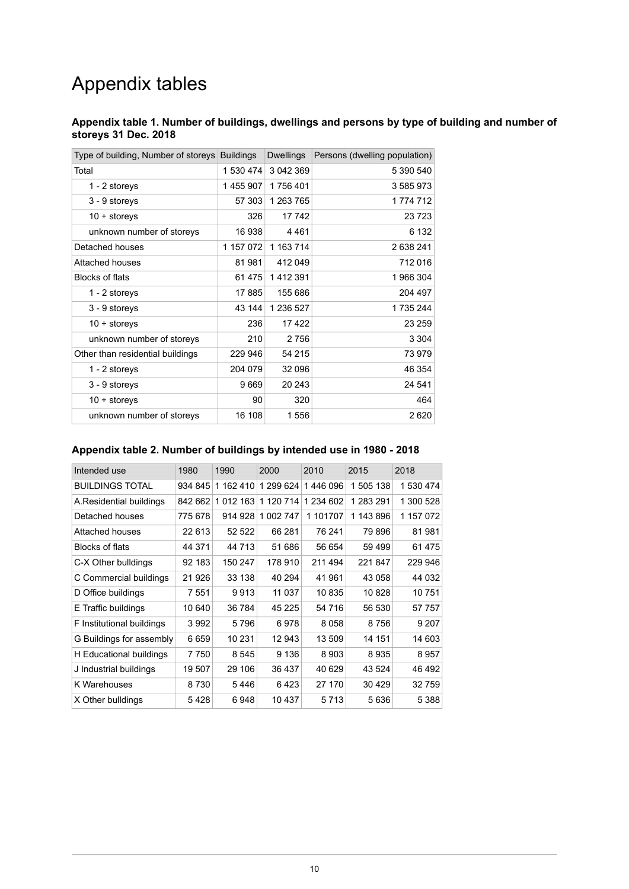# Appendix tables

**Appendix table 1. Number of buildings, dwellings and persons by type of building and number of storeys 31 Dec. 2018**

| Type of building, Number of storeys | Buildings | Dwellings | Persons (dwelling population) |
|---|---|---|---|
| Total | 1 530 474 | 3 042 369 | 5 390 540 |
| 1 - 2 storeys | 1 455 907 | 1 756 401 | 3 585 973 |
| 3 - 9 storeys | 57 303 | 1 263 765 | 1 774 712 |
| 10 + storeys | 326 | 17 742 | 23 723 |
| unknown number of storeys | 16 938 | 4 461 | 6 132 |
| Detached houses | 1 157 072 | 1 163 714 | 2 638 241 |
| Attached houses | 81 981 | 412 049 | 712 016 |
| Blocks of flats | 61 475 | 1 412 391 | 1 966 304 |
| 1 - 2 storeys | 17 885 | 155 686 | 204 497 |
| 3 - 9 storeys | 43 144 | 1 236 527 | 1 735 244 |
| 10 + storeys | 236 | 17 422 | 23 259 |
| unknown number of storeys | 210 | 2 756 | 3 304 |
| Other than residential buildings | 229 946 | 54 215 | 73 979 |
| 1 - 2 storeys | 204 079 | 32 096 | 46 354 |
| 3 - 9 storeys | 9 669 | 20 243 | 24 541 |
| 10 + storeys | 90 | 320 | 464 |
| unknown number of storeys | 16 108 | 1 556 | 2 620 |

**Appendix table 2. Number of buildings by intended use in 1980 - 2018**

| Intended use | 1980 | 1990 | 2000 | 2010 | 2015 | 2018 |
|---|---|---|---|---|---|---|
| BUILDINGS TOTAL | 934 845 | 1 162 410 | 1 299 624 | 1 446 096 | 1 505 138 | 1 530 474 |
| A.Residential buildings | 842 662 | 1 012 163 | 1 120 714 | 1 234 602 | 1 283 291 | 1 300 528 |
| Detached houses | 775 678 | 914 928 | 1 002 747 | 1 101707 | 1 143 896 | 1 157 072 |
| Attached houses | 22 613 | 52 522 | 66 281 | 76 241 | 79 896 | 81 981 |
| Blocks of flats | 44 371 | 44 713 | 51 686 | 56 654 | 59 499 | 61 475 |
| C-X Other bulldings | 92 183 | 150 247 | 178 910 | 211 494 | 221 847 | 229 946 |
| C Commercial buildings | 21 926 | 33 138 | 40 294 | 41 961 | 43 058 | 44 032 |
| D Office buildings | 7 551 | 9 913 | 11 037 | 10 835 | 10 828 | 10 751 |
| E Traffic buildings | 10 640 | 36 784 | 45 225 | 54 716 | 56 530 | 57 757 |
| F Institutional buildings | 3 992 | 5 796 | 6 978 | 8 058 | 8 756 | 9 207 |
| G Buildings for assembly | 6 659 | 10 231 | 12 943 | 13 509 | 14 151 | 14 603 |
| H Educational buildings | 7 750 | 8 545 | 9 136 | 8 903 | 8 935 | 8 957 |
| J Industrial buildings | 19 507 | 29 106 | 36 437 | 40 629 | 43 524 | 46 492 |
| K Warehouses | 8 730 | 5 446 | 6 423 | 27 170 | 30 429 | 32 759 |
| X Other bulldings | 5 428 | 6 948 | 10 437 | 5 713 | 5 636 | 5 388 |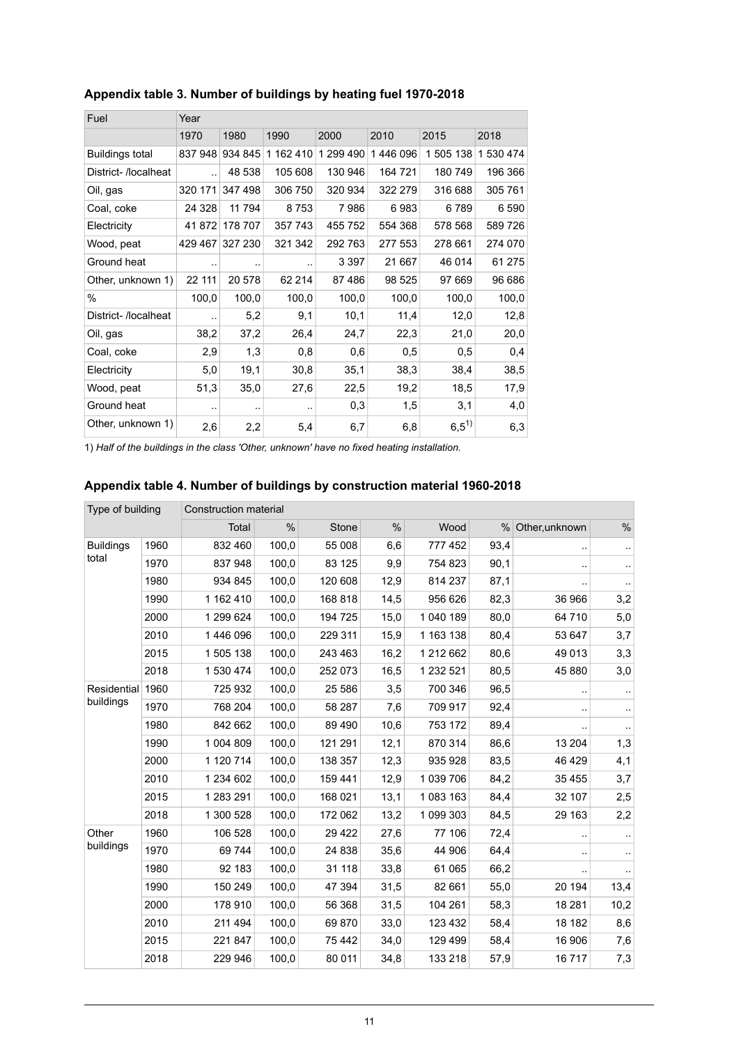### Appendix table 3. Number of buildings by heating fuel 1970-2018

| Fuel | Year | | | | | | |
|---|---|---|---|---|---|---|---|
| | 1970 | 1980 | 1990 | 2000 | 2010 | 2015 | 2018 |
| Buildings total | 837 948 | 934 845 | 1 162 410 | 1 299 490 | 1 446 096 | 1 505 138 | 1 530 474 |
| District- /localheat | .. | 48 538 | 105 608 | 130 946 | 164 721 | 180 749 | 196 366 |
| Oil, gas | 320 171 | 347 498 | 306 750 | 320 934 | 322 279 | 316 688 | 305 761 |
| Coal, coke | 24 328 | 11 794 | 8 753 | 7 986 | 6 983 | 6 789 | 6 590 |
| Electricity | 41 872 | 178 707 | 357 743 | 455 752 | 554 368 | 578 568 | 589 726 |
| Wood, peat | 429 467 | 327 230 | 321 342 | 292 763 | 277 553 | 278 661 | 274 070 |
| Ground heat | .. | .. | .. | 3 397 | 21 667 | 46 014 | 61 275 |
| Other, unknown 1) | 22 111 | 20 578 | 62 214 | 87 486 | 98 525 | 97 669 | 96 686 |
| % | 100,0 | 100,0 | 100,0 | 100,0 | 100,0 | 100,0 | 100,0 |
| District- /localheat | .. | 5,2 | 9,1 | 10,1 | 11,4 | 12,0 | 12,8 |
| Oil, gas | 38,2 | 37,2 | 26,4 | 24,7 | 22,3 | 21,0 | 20,0 |
| Coal, coke | 2,9 | 1,3 | 0,8 | 0,6 | 0,5 | 0,5 | 0,4 |
| Electricity | 5,0 | 19,1 | 30,8 | 35,1 | 38,3 | 38,4 | 38,5 |
| Wood, peat | 51,3 | 35,0 | 27,6 | 22,5 | 19,2 | 18,5 | 17,9 |
| Ground heat | .. | .. | .. | 0,3 | 1,5 | 3,1 | 4,0 |
| Other, unknown 1) | 2,6 | 2,2 | 5,4 | 6,7 | 6,8 | 6,5 1) | 6,3 |

1) *Half of the buildings in the class 'Other, unknown' have no fixed heating installation.*

### Appendix table 4. Number of buildings by construction material 1960-2018

| Type of building | | Construction material | | | | | | | |
|---|---|---|---|---|---|---|---|---|---|
| | | Total | % | Stone | % | Wood | % | Other,unknown | % |
| Buildings total | 1960 | 832 460 | 100,0 | 55 008 | 6,6 | 777 452 | 93,4 | .. | .. |
| | 1970 | 837 948 | 100,0 | 83 125 | 9,9 | 754 823 | 90,1 | .. | .. |
| | 1980 | 934 845 | 100,0 | 120 608 | 12,9 | 814 237 | 87,1 | .. | .. |
| | 1990 | 1 162 410 | 100,0 | 168 818 | 14,5 | 956 626 | 82,3 | 36 966 | 3,2 |
| | 2000 | 1 299 624 | 100,0 | 194 725 | 15,0 | 1 040 189 | 80,0 | 64 710 | 5,0 |
| | 2010 | 1 446 096 | 100,0 | 229 311 | 15,9 | 1 163 138 | 80,4 | 53 647 | 3,7 |
| | 2015 | 1 505 138 | 100,0 | 243 463 | 16,2 | 1 212 662 | 80,6 | 49 013 | 3,3 |
| | 2018 | 1 530 474 | 100,0 | 252 073 | 16,5 | 1 232 521 | 80,5 | 45 880 | 3,0 |
| Residential buildings | 1960 | 725 932 | 100,0 | 25 586 | 3,5 | 700 346 | 96,5 | .. | .. |
| | 1970 | 768 204 | 100,0 | 58 287 | 7,6 | 709 917 | 92,4 | .. | .. |
| | 1980 | 842 662 | 100,0 | 89 490 | 10,6 | 753 172 | 89,4 | .. | .. |
| | 1990 | 1 004 809 | 100,0 | 121 291 | 12,1 | 870 314 | 86,6 | 13 204 | 1,3 |
| | 2000 | 1 120 714 | 100,0 | 138 357 | 12,3 | 935 928 | 83,5 | 46 429 | 4,1 |
| | 2010 | 1 234 602 | 100,0 | 159 441 | 12,9 | 1 039 706 | 84,2 | 35 455 | 3,7 |
| | 2015 | 1 283 291 | 100,0 | 168 021 | 13,1 | 1 083 163 | 84,4 | 32 107 | 2,5 |
| | 2018 | 1 300 528 | 100,0 | 172 062 | 13,2 | 1 099 303 | 84,5 | 29 163 | 2,2 |
| Other buildings | 1960 | 106 528 | 100,0 | 29 422 | 27,6 | 77 106 | 72,4 | .. | .. |
| | 1970 | 69 744 | 100,0 | 24 838 | 35,6 | 44 906 | 64,4 | .. | .. |
| | 1980 | 92 183 | 100,0 | 31 118 | 33,8 | 61 065 | 66,2 | .. | .. |
| | 1990 | 150 249 | 100,0 | 47 394 | 31,5 | 82 661 | 55,0 | 20 194 | 13,4 |
| | 2000 | 178 910 | 100,0 | 56 368 | 31,5 | 104 261 | 58,3 | 18 281 | 10,2 |
| | 2010 | 211 494 | 100,0 | 69 870 | 33,0 | 123 432 | 58,4 | 18 182 | 8,6 |
| | 2015 | 221 847 | 100,0 | 75 442 | 34,0 | 129 499 | 58,4 | 16 906 | 7,6 |
| | 2018 | 229 946 | 100,0 | 80 011 | 34,8 | 133 218 | 57,9 | 16 717 | 7,3 |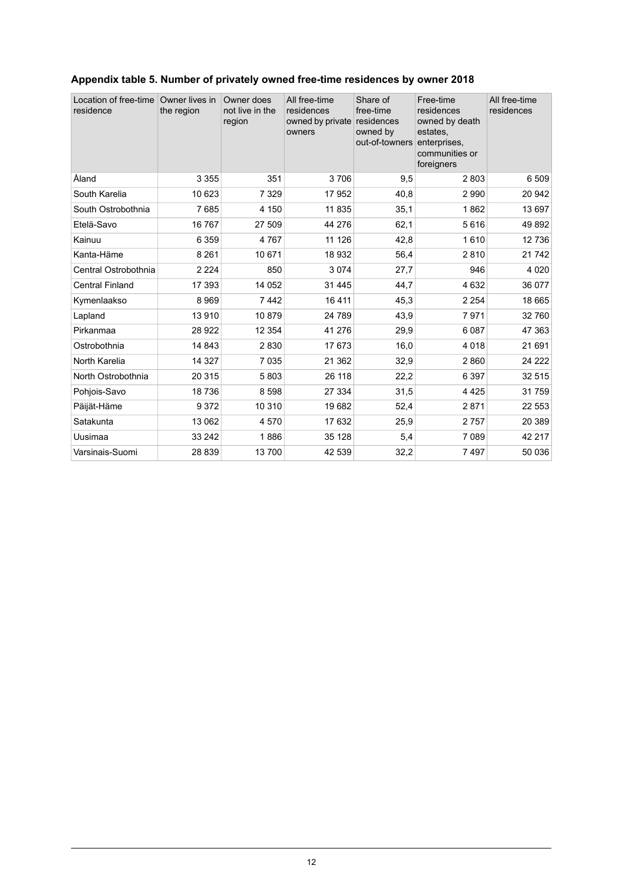**Appendix table 5. Number of privately owned free-time residences by owner 2018**

| Location of free-time residence | Owner lives in the region | Owner does not live in the region | All free-time residences owned by private owners | Share of free-time residences owned by out-of-towners | Free-time residences owned by death estates, enterprises, communities or foreigners | All free-time residences |
|---|---|---|---|---|---|---|
| Åland | 3 355 | 351 | 3 706 | 9,5 | 2 803 | 6 509 |
| South Karelia | 10 623 | 7 329 | 17 952 | 40,8 | 2 990 | 20 942 |
| South Ostrobothnia | 7 685 | 4 150 | 11 835 | 35,1 | 1 862 | 13 697 |
| Etelä-Savo | 16 767 | 27 509 | 44 276 | 62,1 | 5 616 | 49 892 |
| Kainuu | 6 359 | 4 767 | 11 126 | 42,8 | 1 610 | 12 736 |
| Kanta-Häme | 8 261 | 10 671 | 18 932 | 56,4 | 2 810 | 21 742 |
| Central Ostrobothnia | 2 224 | 850 | 3 074 | 27,7 | 946 | 4 020 |
| Central Finland | 17 393 | 14 052 | 31 445 | 44,7 | 4 632 | 36 077 |
| Kymenlaakso | 8 969 | 7 442 | 16 411 | 45,3 | 2 254 | 18 665 |
| Lapland | 13 910 | 10 879 | 24 789 | 43,9 | 7 971 | 32 760 |
| Pirkanmaa | 28 922 | 12 354 | 41 276 | 29,9 | 6 087 | 47 363 |
| Ostrobothnia | 14 843 | 2 830 | 17 673 | 16,0 | 4 018 | 21 691 |
| North Karelia | 14 327 | 7 035 | 21 362 | 32,9 | 2 860 | 24 222 |
| North Ostrobothnia | 20 315 | 5 803 | 26 118 | 22,2 | 6 397 | 32 515 |
| Pohjois-Savo | 18 736 | 8 598 | 27 334 | 31,5 | 4 425 | 31 759 |
| Päijät-Häme | 9 372 | 10 310 | 19 682 | 52,4 | 2 871 | 22 553 |
| Satakunta | 13 062 | 4 570 | 17 632 | 25,9 | 2 757 | 20 389 |
| Uusimaa | 33 242 | 1 886 | 35 128 | 5,4 | 7 089 | 42 217 |
| Varsinais-Suomi | 28 839 | 13 700 | 42 539 | 32,2 | 7 497 | 50 036 |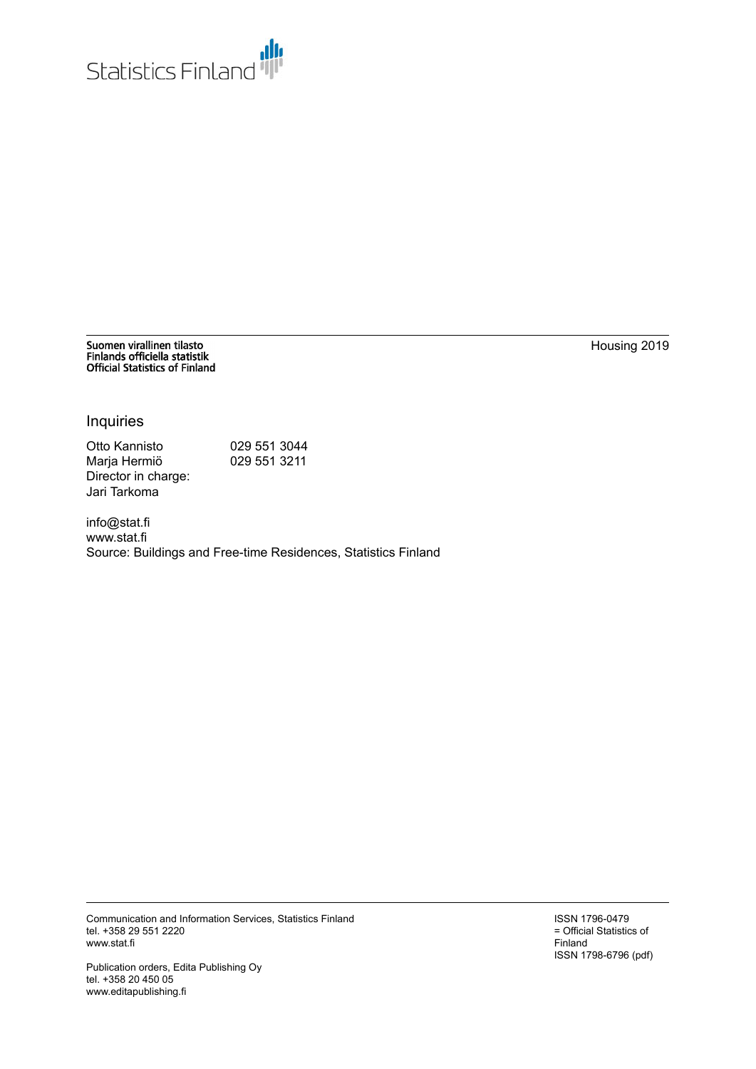Statistics Finland

Suomen virallinen tilasto
Finlands officiella statistik
Official Statistics of Finland

Housing 2019

## Inquiries

| | |
|---|---|
| Otto Kannisto | 029 551 3044 |
| Marja Hermiö | 029 551 3211 |
| Director in charge: | |
| Jari Tarkoma | |

info@stat.fi
www.stat.fi
Source: Buildings and Free-time Residences, Statistics Finland

Communication and Information Services, Statistics Finland
tel. +358 29 551 2220
www.stat.fi

Publication orders, Edita Publishing Oy
tel. +358 20 450 05
www.editapublishing.fi

ISSN 1796-0479
= Official Statistics of Finland
ISSN 1798-6796 (pdf)